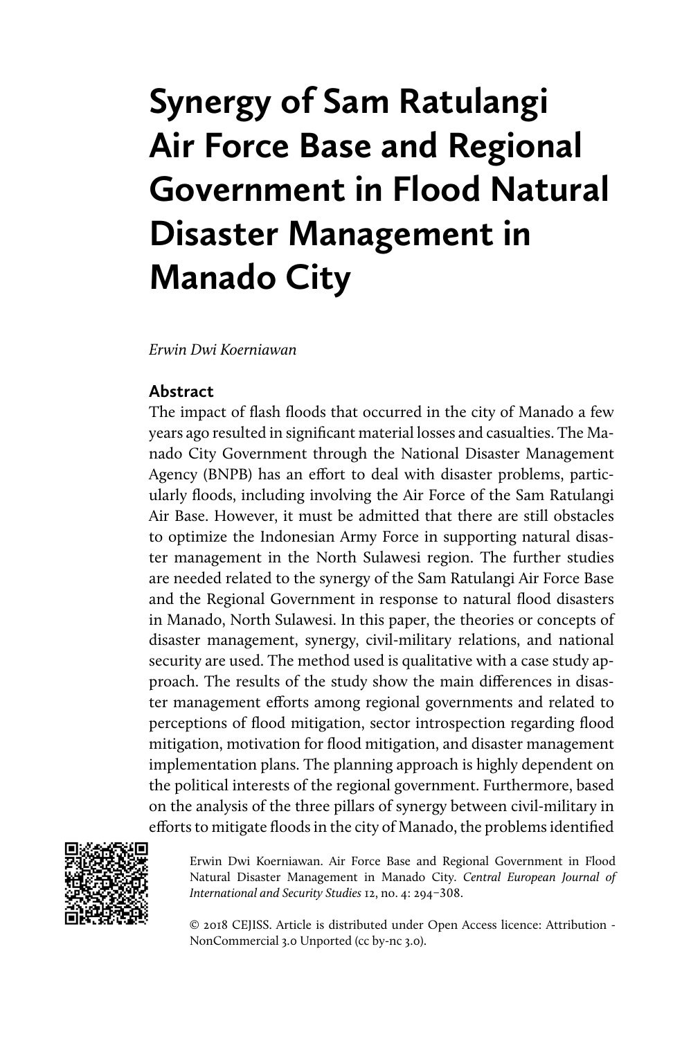# Synergy of Sam Ratulangi Air Force Base and Regional Government in Flood Natural Disaster Management in Manado City

*Erwin Dwi Koerniawan*

## Abstract

The impact of flash floods that occurred in the city of Manado a few years ago resulted in significant material losses and casualties. The Manado City Government through the National Disaster Management Agency (BNPB) has an effort to deal with disaster problems, particularly floods, including involving the Air Force of the Sam Ratulangi Air Base. However, it must be admitted that there are still obstacles to optimize the Indonesian Army Force in supporting natural disaster management in the North Sulawesi region. The further studies are needed related to the synergy of the Sam Ratulangi Air Force Base and the Regional Government in response to natural flood disasters in Manado, North Sulawesi. In this paper, the theories or concepts of disaster management, synergy, civil-military relations, and national security are used. The method used is qualitative with a case study approach. The results of the study show the main differences in disaster management efforts among regional governments and related to perceptions of flood mitigation, sector introspection regarding flood mitigation, motivation for flood mitigation, and disaster management implementation plans. The planning approach is highly dependent on the political interests of the regional government. Furthermore, based on the analysis of the three pillars of synergy between civil-military in efforts to mitigate floods in the city of Manado, the problems identified

Erwin Dwi Koerniawan. Air Force Base and Regional Government in Flood Natural Disaster Management in Manado City. *Central European Journal of International and Security Studies* 12, no. 4: 294–308.

© 2018 CEJISS. Article is distributed under Open Access licence: Attribution - NonCommercial 3.0 Unported (cc by-nc 3.0).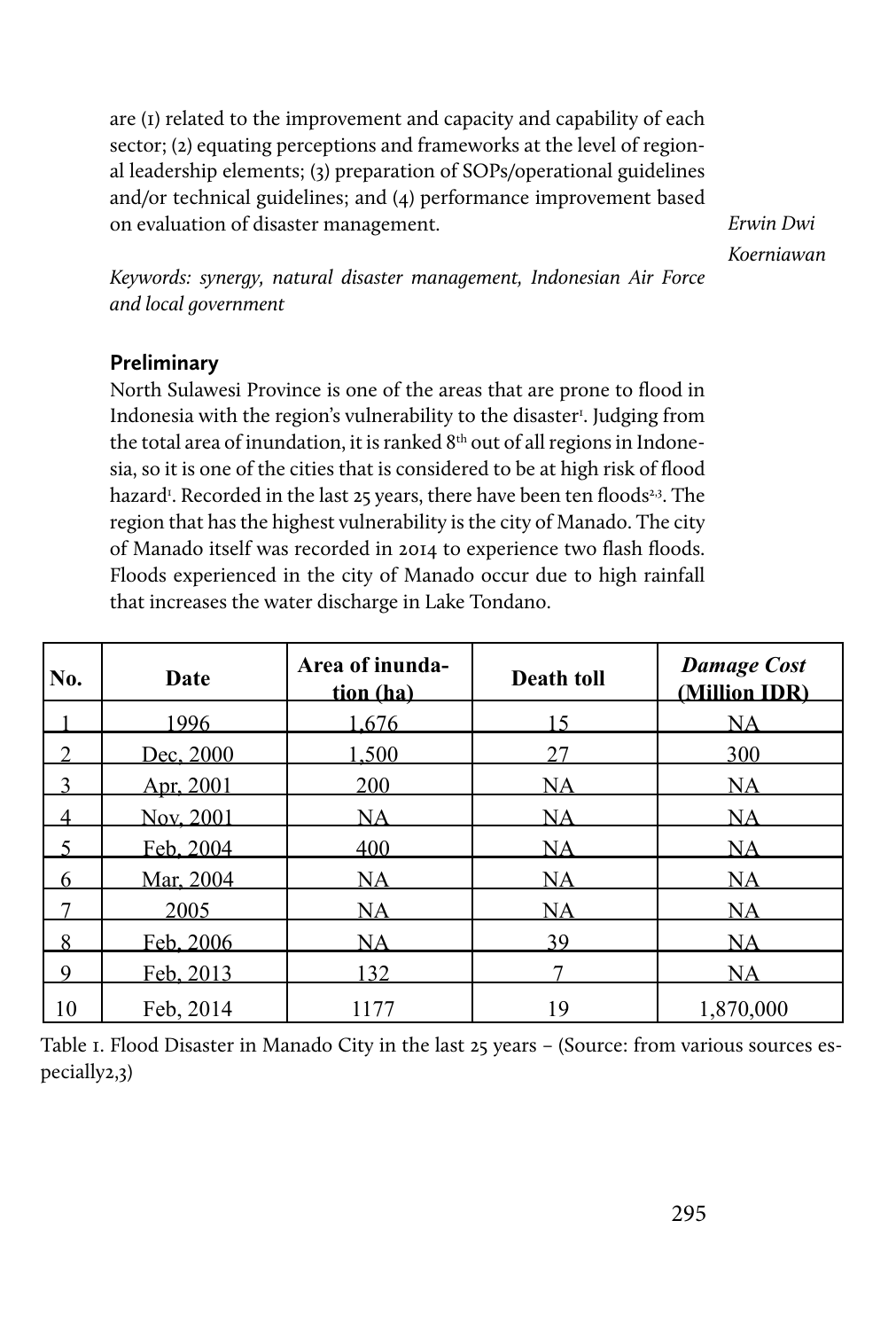are (1) related to the improvement and capacity and capability of each sector; (2) equating perceptions and frameworks at the level of regional leadership elements; (3) preparation of SOPs/operational guidelines and/or technical guidelines; and (4) performance improvement based on evaluation of disaster management.

*Erwin Dwi Koerniawan*

*Keywords: synergy, natural disaster management, Indonesian Air Force and local government*

## Preliminary

North Sulawesi Province is one of the areas that are prone to flood in Indonesia with the region's vulnerability to the disaster[1]. Judging from the total area of inundation, it is ranked 8th out of all regions in Indonesia, so it is one of the cities that is considered to be at high risk of flood hazard[1]. Recorded in the last 25 years, there have been ten floods[2,3]. The region that has the highest vulnerability is the city of Manado. The city of Manado itself was recorded in 2014 to experience two flash floods. Floods experienced in the city of Manado occur due to high rainfall that increases the water discharge in Lake Tondano.

| No. | Date | Area of inundation (ha) | Death toll | *Damage Cost (Million IDR)* |
|---|---|---|---|---|
| 1 | 1996 | 1,676 | 15 | NA |
| 2 | Dec, 2000 | 1,500 | 27 | 300 |
| 3 | Apr, 2001 | 200 | NA | NA |
| 4 | Nov, 2001 | NA | NA | NA |
| 5 | Feb, 2004 | 400 | NA | NA |
| 6 | Mar, 2004 | NA | NA | NA |
| 7 | 2005 | NA | NA | NA |
| 8 | Feb, 2006 | NA | 39 | NA |
| 9 | Feb, 2013 | 132 | 7 | NA |
| 10 | Feb, 2014 | 1177 | 19 | 1,870,000 |

Table 1. Flood Disaster in Manado City in the last 25 years – (Source: from various sources especially2,3)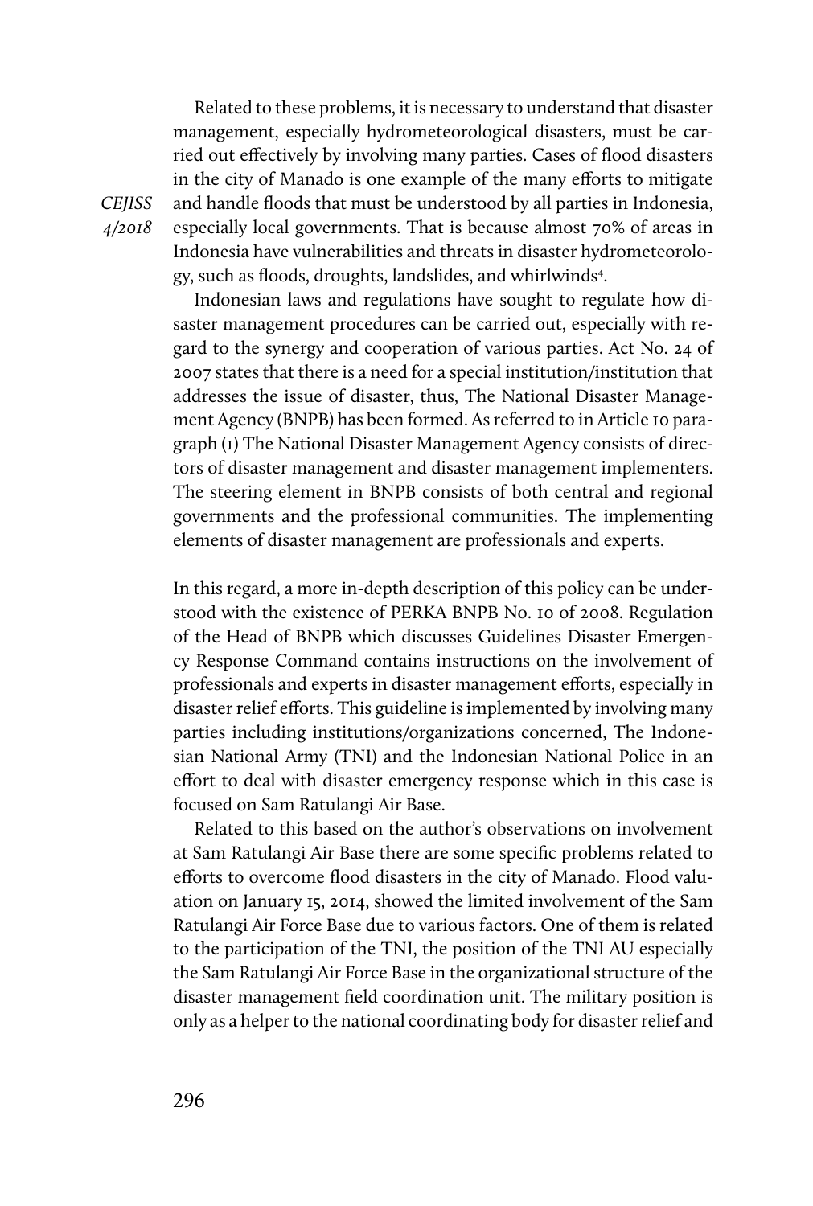Related to these problems, it is necessary to understand that disaster management, especially hydrometeorological disasters, must be carried out effectively by involving many parties. Cases of flood disasters in the city of Manado is one example of the many efforts to mitigate and handle floods that must be understood by all parties in Indonesia, especially local governments. That is because almost 70% of areas in Indonesia have vulnerabilities and threats in disaster hydrometeorology, such as floods, droughts, landslides, and whirlwinds[4].

Indonesian laws and regulations have sought to regulate how disaster management procedures can be carried out, especially with regard to the synergy and cooperation of various parties. Act No. 24 of 2007 states that there is a need for a special institution/institution that addresses the issue of disaster, thus, The National Disaster Management Agency (BNPB) has been formed. As referred to in Article 10 paragraph (1) The National Disaster Management Agency consists of directors of disaster management and disaster management implementers. The steering element in BNPB consists of both central and regional governments and the professional communities. The implementing elements of disaster management are professionals and experts.

In this regard, a more in-depth description of this policy can be understood with the existence of PERKA BNPB No. 10 of 2008. Regulation of the Head of BNPB which discusses Guidelines Disaster Emergency Response Command contains instructions on the involvement of professionals and experts in disaster management efforts, especially in disaster relief efforts. This guideline is implemented by involving many parties including institutions/organizations concerned, The Indonesian National Army (TNI) and the Indonesian National Police in an effort to deal with disaster emergency response which in this case is focused on Sam Ratulangi Air Base.

Related to this based on the author's observations on involvement at Sam Ratulangi Air Base there are some specific problems related to efforts to overcome flood disasters in the city of Manado. Flood valuation on January 15, 2014, showed the limited involvement of the Sam Ratulangi Air Force Base due to various factors. One of them is related to the participation of the TNI, the position of the TNI AU especially the Sam Ratulangi Air Force Base in the organizational structure of the disaster management field coordination unit. The military position is only as a helper to the national coordinating body for disaster relief and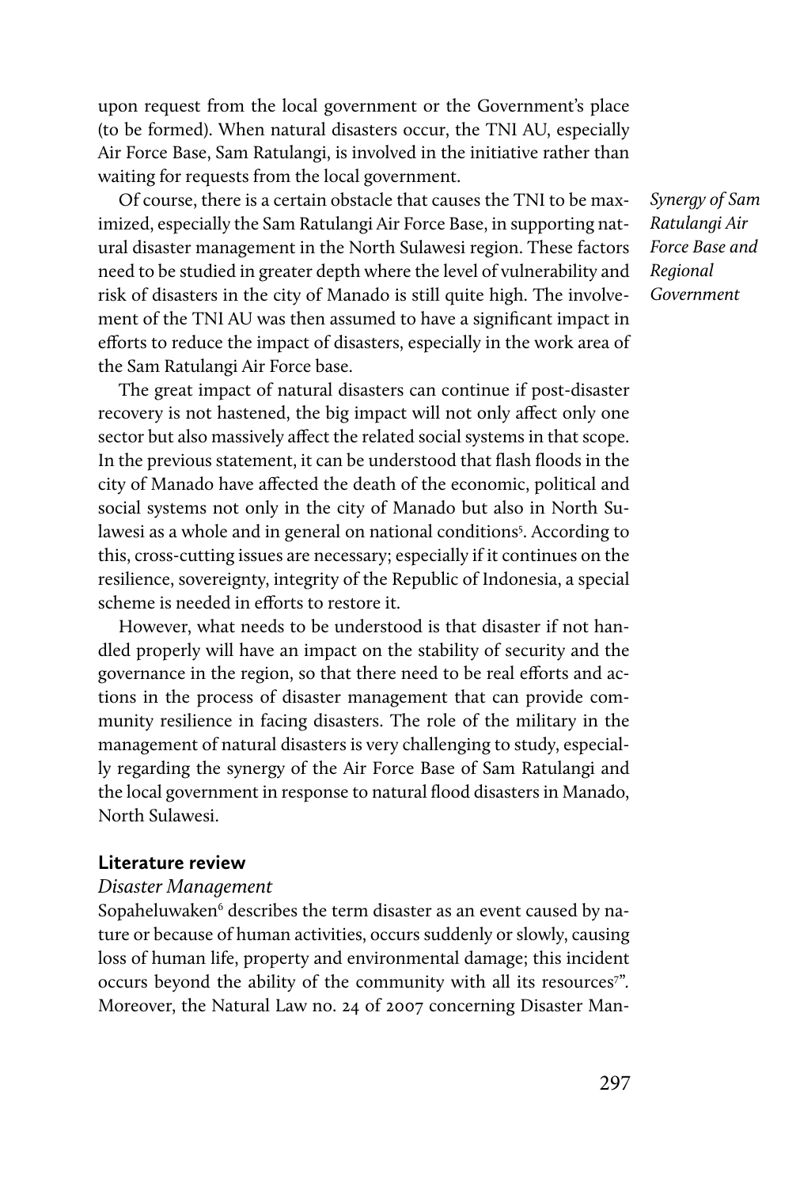upon request from the local government or the Government's place (to be formed). When natural disasters occur, the TNI AU, especially Air Force Base, Sam Ratulangi, is involved in the initiative rather than waiting for requests from the local government.

Of course, there is a certain obstacle that causes the TNI to be maximized, especially the Sam Ratulangi Air Force Base, in supporting natural disaster management in the North Sulawesi region. These factors need to be studied in greater depth where the level of vulnerability and risk of disasters in the city of Manado is still quite high. The involvement of the TNI AU was then assumed to have a significant impact in efforts to reduce the impact of disasters, especially in the work area of the Sam Ratulangi Air Force base.

The great impact of natural disasters can continue if post-disaster recovery is not hastened, the big impact will not only affect only one sector but also massively affect the related social systems in that scope. In the previous statement, it can be understood that flash floods in the city of Manado have affected the death of the economic, political and social systems not only in the city of Manado but also in North Sulawesi as a whole and in general on national conditions[5]. According to this, cross-cutting issues are necessary; especially if it continues on the resilience, sovereignty, integrity of the Republic of Indonesia, a special scheme is needed in efforts to restore it.

However, what needs to be understood is that disaster if not handled properly will have an impact on the stability of security and the governance in the region, so that there need to be real efforts and actions in the process of disaster management that can provide community resilience in facing disasters. The role of the military in the management of natural disasters is very challenging to study, especially regarding the synergy of the Air Force Base of Sam Ratulangi and the local government in response to natural flood disasters in Manado, North Sulawesi.

## Literature review

### *Disaster Management*

Sopaheluwaken[6] describes the term disaster as an event caused by nature or because of human activities, occurs suddenly or slowly, causing loss of human life, property and environmental damage; this incident occurs beyond the ability of the community with all its resources[7]". Moreover, the Natural Law no. 24 of 2007 concerning Disaster Man-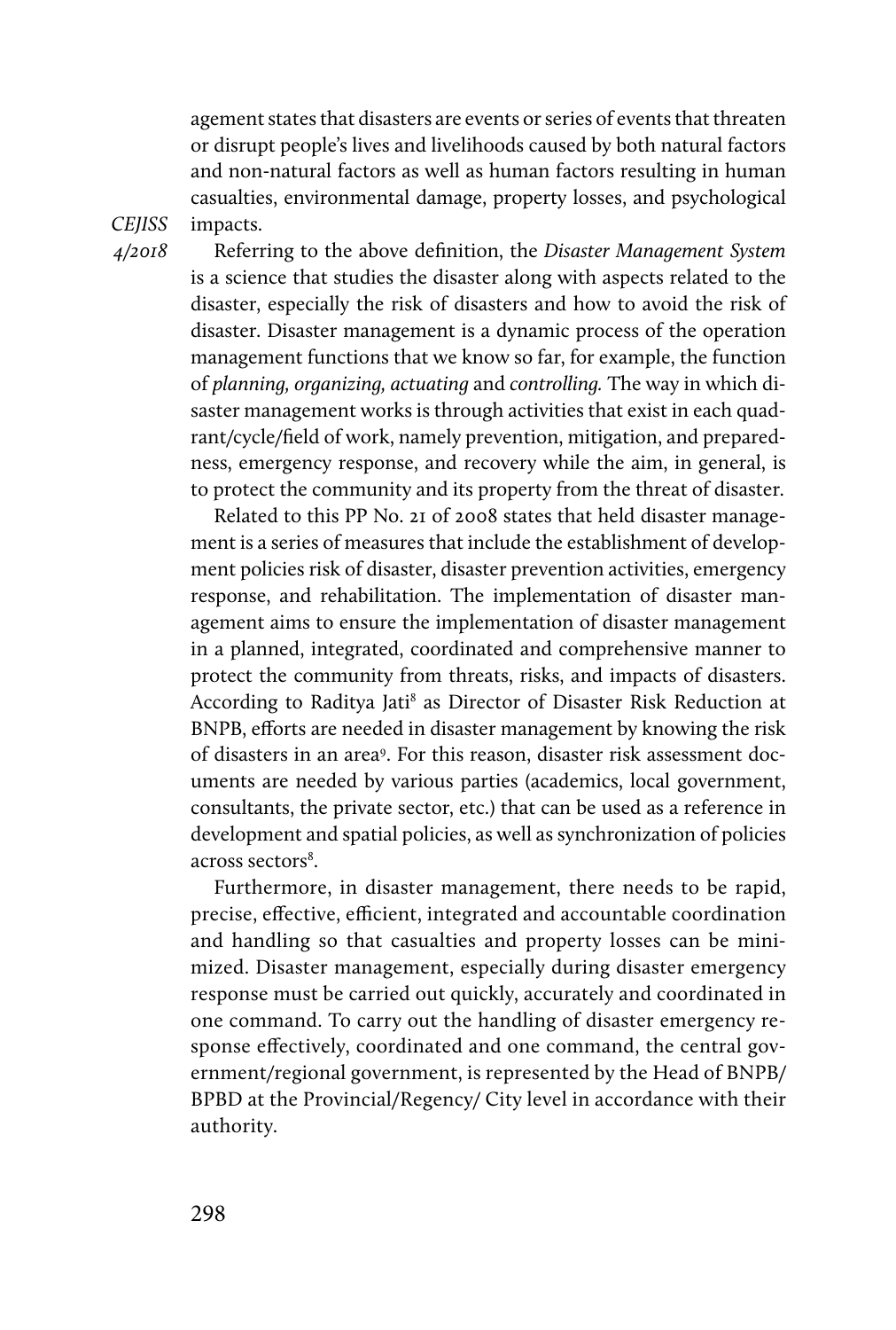agement states that disasters are events or series of events that threaten or disrupt people's lives and livelihoods caused by both natural factors and non-natural factors as well as human factors resulting in human casualties, environmental damage, property losses, and psychological impacts.

Referring to the above definition, the *Disaster Management System* is a science that studies the disaster along with aspects related to the disaster, especially the risk of disasters and how to avoid the risk of disaster. Disaster management is a dynamic process of the operation management functions that we know so far, for example, the function of *planning, organizing, actuating* and *controlling.* The way in which disaster management works is through activities that exist in each quadrant/cycle/field of work, namely prevention, mitigation, and preparedness, emergency response, and recovery while the aim, in general, is to protect the community and its property from the threat of disaster.

Related to this PP No. 21 of 2008 states that held disaster management is a series of measures that include the establishment of development policies risk of disaster, disaster prevention activities, emergency response, and rehabilitation. The implementation of disaster management aims to ensure the implementation of disaster management in a planned, integrated, coordinated and comprehensive manner to protect the community from threats, risks, and impacts of disasters. According to Raditya Jati[8] as Director of Disaster Risk Reduction at BNPB, efforts are needed in disaster management by knowing the risk of disasters in an area[9]. For this reason, disaster risk assessment documents are needed by various parties (academics, local government, consultants, the private sector, etc.) that can be used as a reference in development and spatial policies, as well as synchronization of policies across sectors[8].

Furthermore, in disaster management, there needs to be rapid, precise, effective, efficient, integrated and accountable coordination and handling so that casualties and property losses can be minimized. Disaster management, especially during disaster emergency response must be carried out quickly, accurately and coordinated in one command. To carry out the handling of disaster emergency response effectively, coordinated and one command, the central government/regional government, is represented by the Head of BNPB/BPBD at the Provincial/Regency/ City level in accordance with their authority.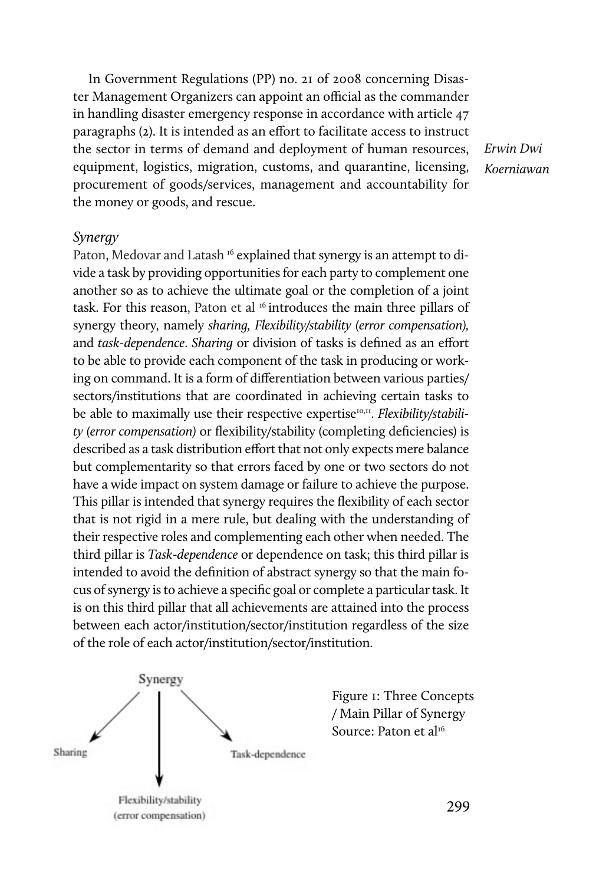In Government Regulations (PP) no. 21 of 2008 concerning Disaster Management Organizers can appoint an official as the commander in handling disaster emergency response in accordance with article 47 paragraphs (2). It is intended as an effort to facilitate access to instruct the sector in terms of demand and deployment of human resources, equipment, logistics, migration, customs, and quarantine, licensing, procurement of goods/services, management and accountability for the money or goods, and rescue.

### *Synergy*

Paton, Medovar and Latash [16] explained that synergy is an attempt to divide a task by providing opportunities for each party to complement one another so as to achieve the ultimate goal or the completion of a joint task. For this reason, Paton et al [16] introduces the main three pillars of synergy theory, namely *sharing, Flexibility/stability (error compensation),* and *task-dependence*. *Sharing* or division of tasks is defined as an effort to be able to provide each component of the task in producing or working on command. It is a form of differentiation between various parties/sectors/institutions that are coordinated in achieving certain tasks to be able to maximally use their respective expertise[10,11]. *Flexibility/stability (error compensation)* or flexibility/stability (completing deficiencies) is described as a task distribution effort that not only expects mere balance but complementarity so that errors faced by one or two sectors do not have a wide impact on system damage or failure to achieve the purpose. This pillar is intended that synergy requires the flexibility of each sector that is not rigid in a mere rule, but dealing with the understanding of their respective roles and complementing each other when needed. The third pillar is *Task-dependence* or dependence on task; this third pillar is intended to avoid the definition of abstract synergy so that the main focus of synergy is to achieve a specific goal or complete a particular task. It is on this third pillar that all achievements are attained into the process between each actor/institution/sector/institution regardless of the size of the role of each actor/institution/sector/institution.

Synergy

Sharing

Task-dependence

Flexibility/stability (error compensation)

Figure 1: Three Concepts / Main Pillar of Synergy
Source: Paton et al[16]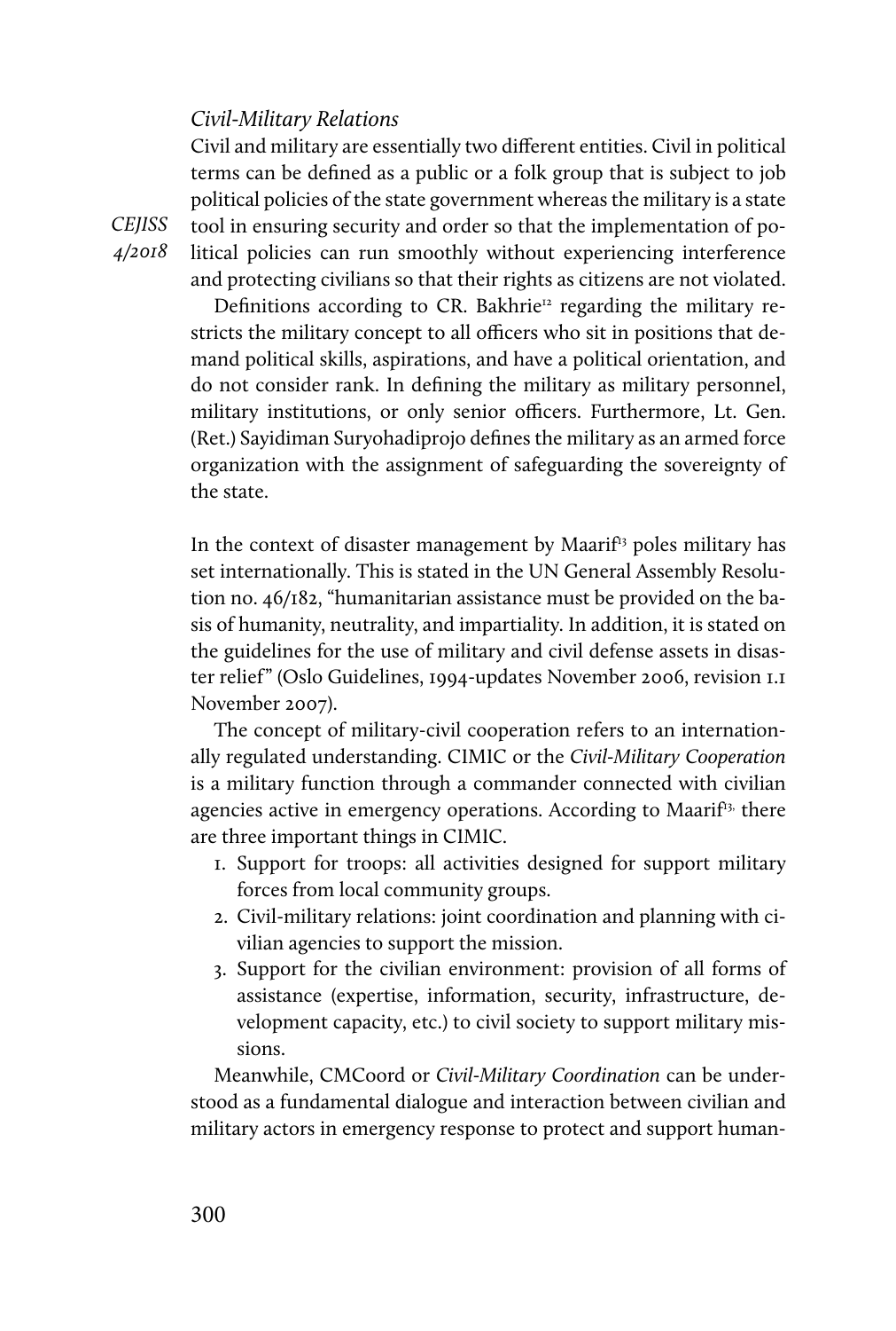*Civil-Military Relations*

Civil and military are essentially two different entities. Civil in political terms can be defined as a public or a folk group that is subject to job political policies of the state government whereas the military is a state tool in ensuring security and order so that the implementation of political policies can run smoothly without experiencing interference and protecting civilians so that their rights as citizens are not violated.

Definitions according to CR. Bakhrie[12] regarding the military restricts the military concept to all officers who sit in positions that demand political skills, aspirations, and have a political orientation, and do not consider rank. In defining the military as military personnel, military institutions, or only senior officers. Furthermore, Lt. Gen. (Ret.) Sayidiman Suryohadiprojo defines the military as an armed force organization with the assignment of safeguarding the sovereignty of the state.

In the context of disaster management by Maarif[13] poles military has set internationally. This is stated in the UN General Assembly Resolution no. 46/182, "humanitarian assistance must be provided on the basis of humanity, neutrality, and impartiality. In addition, it is stated on the guidelines for the use of military and civil defense assets in disaster relief" (Oslo Guidelines, 1994-updates November 2006, revision 1.1 November 2007).

The concept of military-civil cooperation refers to an internationally regulated understanding. CIMIC or the *Civil-Military Cooperation* is a military function through a commander connected with civilian agencies active in emergency operations. According to Maarif[13], there are three important things in CIMIC.

1. Support for troops: all activities designed for support military forces from local community groups.
2. Civil-military relations: joint coordination and planning with civilian agencies to support the mission.
3. Support for the civilian environment: provision of all forms of assistance (expertise, information, security, infrastructure, development capacity, etc.) to civil society to support military missions.

Meanwhile, CMCoord or *Civil-Military Coordination* can be understood as a fundamental dialogue and interaction between civilian and military actors in emergency response to protect and support human-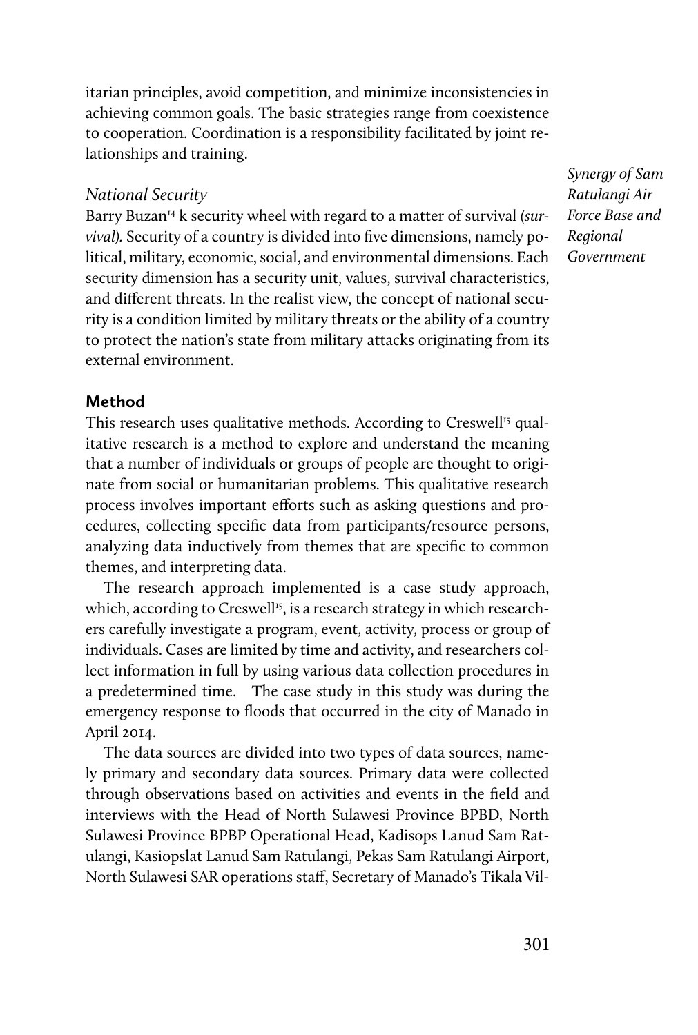itarian principles, avoid competition, and minimize inconsistencies in achieving common goals. The basic strategies range from coexistence to cooperation. Coordination is a responsibility facilitated by joint relationships and training.

### *National Security*

Barry Buzan[14] k security wheel with regard to a matter of survival *(survival).* Security of a country is divided into five dimensions, namely political, military, economic, social, and environmental dimensions. Each security dimension has a security unit, values, survival characteristics, and different threats. In the realist view, the concept of national security is a condition limited by military threats or the ability of a country to protect the nation's state from military attacks originating from its external environment.

## **Method**

This research uses qualitative methods. According to Creswell[15] qualitative research is a method to explore and understand the meaning that a number of individuals or groups of people are thought to originate from social or humanitarian problems. This qualitative research process involves important efforts such as asking questions and procedures, collecting specific data from participants/resource persons, analyzing data inductively from themes that are specific to common themes, and interpreting data.

The research approach implemented is a case study approach, which, according to Creswell[15], is a research strategy in which researchers carefully investigate a program, event, activity, process or group of individuals. Cases are limited by time and activity, and researchers collect information in full by using various data collection procedures in a predetermined time. The case study in this study was during the emergency response to floods that occurred in the city of Manado in April 2014.

The data sources are divided into two types of data sources, namely primary and secondary data sources. Primary data were collected through observations based on activities and events in the field and interviews with the Head of North Sulawesi Province BPBD, North Sulawesi Province BPBP Operational Head, Kadisops Lanud Sam Ratulangi, Kasiopslat Lanud Sam Ratulangi, Pekas Sam Ratulangi Airport, North Sulawesi SAR operations staff, Secretary of Manado's Tikala Vil-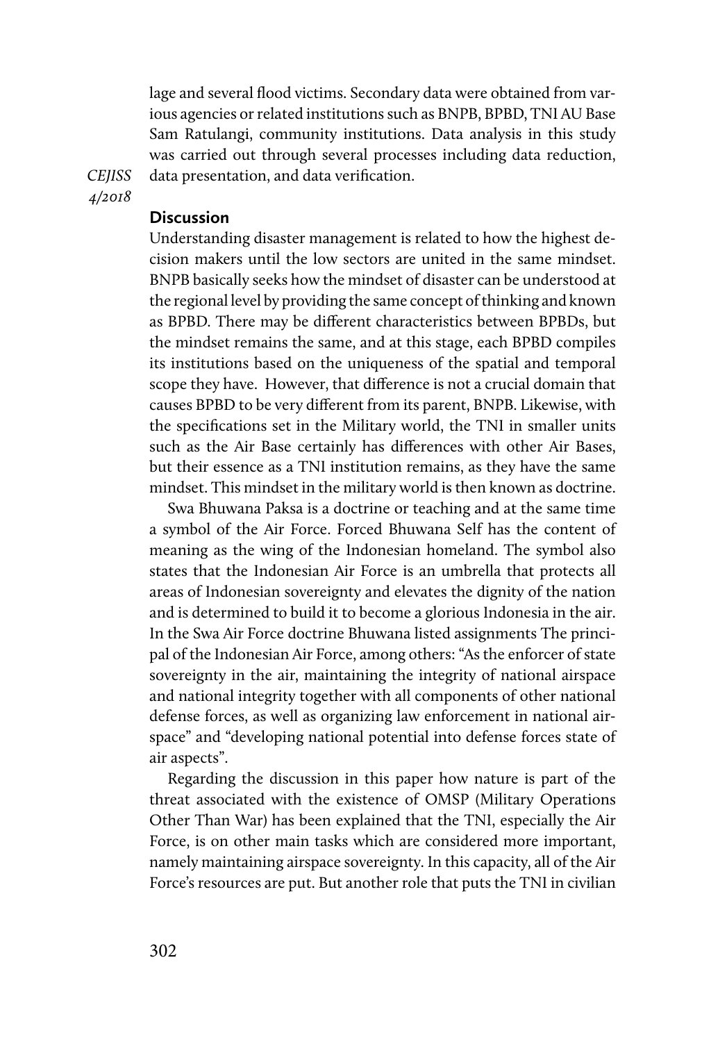lage and several flood victims. Secondary data were obtained from various agencies or related institutions such as BNPB, BPBD, TNI AU Base Sam Ratulangi, community institutions. Data analysis in this study was carried out through several processes including data reduction, data presentation, and data verification.

## Discussion

Understanding disaster management is related to how the highest decision makers until the low sectors are united in the same mindset. BNPB basically seeks how the mindset of disaster can be understood at the regional level by providing the same concept of thinking and known as BPBD. There may be different characteristics between BPBDs, but the mindset remains the same, and at this stage, each BPBD compiles its institutions based on the uniqueness of the spatial and temporal scope they have. However, that difference is not a crucial domain that causes BPBD to be very different from its parent, BNPB. Likewise, with the specifications set in the Military world, the TNI in smaller units such as the Air Base certainly has differences with other Air Bases, but their essence as a TNI institution remains, as they have the same mindset. This mindset in the military world is then known as doctrine.

Swa Bhuwana Paksa is a doctrine or teaching and at the same time a symbol of the Air Force. Forced Bhuwana Self has the content of meaning as the wing of the Indonesian homeland. The symbol also states that the Indonesian Air Force is an umbrella that protects all areas of Indonesian sovereignty and elevates the dignity of the nation and is determined to build it to become a glorious Indonesia in the air. In the Swa Air Force doctrine Bhuwana listed assignments The principal of the Indonesian Air Force, among others: "As the enforcer of state sovereignty in the air, maintaining the integrity of national airspace and national integrity together with all components of other national defense forces, as well as organizing law enforcement in national airspace" and "developing national potential into defense forces state of air aspects".

Regarding the discussion in this paper how nature is part of the threat associated with the existence of OMSP (Military Operations Other Than War) has been explained that the TNI, especially the Air Force, is on other main tasks which are considered more important, namely maintaining airspace sovereignty. In this capacity, all of the Air Force's resources are put. But another role that puts the TNI in civilian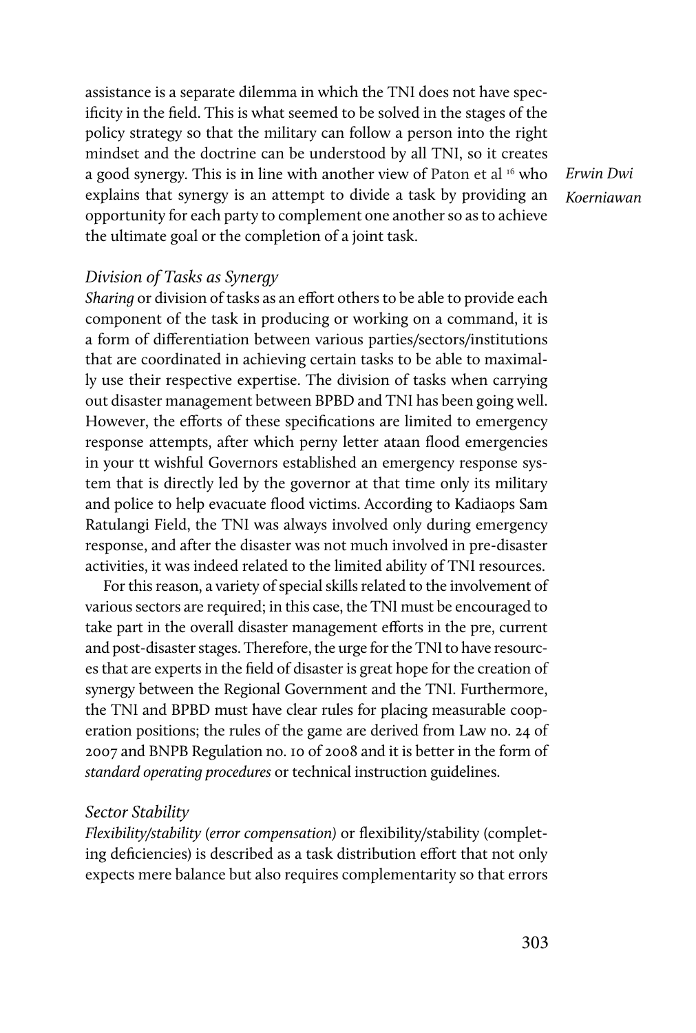assistance is a separate dilemma in which the TNI does not have specificity in the field. This is what seemed to be solved in the stages of the policy strategy so that the military can follow a person into the right mindset and the doctrine can be understood by all TNI, so it creates a good synergy. This is in line with another view of Paton et al [16] who explains that synergy is an attempt to divide a task by providing an opportunity for each party to complement one another so as to achieve the ultimate goal or the completion of a joint task.

### *Division of Tasks as Synergy*

*Sharing* or division of tasks as an effort others to be able to provide each component of the task in producing or working on a command, it is a form of differentiation between various parties/sectors/institutions that are coordinated in achieving certain tasks to be able to maximally use their respective expertise. The division of tasks when carrying out disaster management between BPBD and TNI has been going well. However, the efforts of these specifications are limited to emergency response attempts, after which perny letter ataan flood emergencies in your tt wishful Governors established an emergency response system that is directly led by the governor at that time only its military and police to help evacuate flood victims. According to Kadiaops Sam Ratulangi Field, the TNI was always involved only during emergency response, and after the disaster was not much involved in pre-disaster activities, it was indeed related to the limited ability of TNI resources.

For this reason, a variety of special skills related to the involvement of various sectors are required; in this case, the TNI must be encouraged to take part in the overall disaster management efforts in the pre, current and post-disaster stages. Therefore, the urge for the TNI to have resources that are experts in the field of disaster is great hope for the creation of synergy between the Regional Government and the TNI. Furthermore, the TNI and BPBD must have clear rules for placing measurable cooperation positions; the rules of the game are derived from Law no. 24 of 2007 and BNPB Regulation no. 10 of 2008 and it is better in the form of *standard operating procedures* or technical instruction guidelines.

### *Sector Stability*

*Flexibility/stability (error compensation)* or flexibility/stability (completing deficiencies) is described as a task distribution effort that not only expects mere balance but also requires complementarity so that errors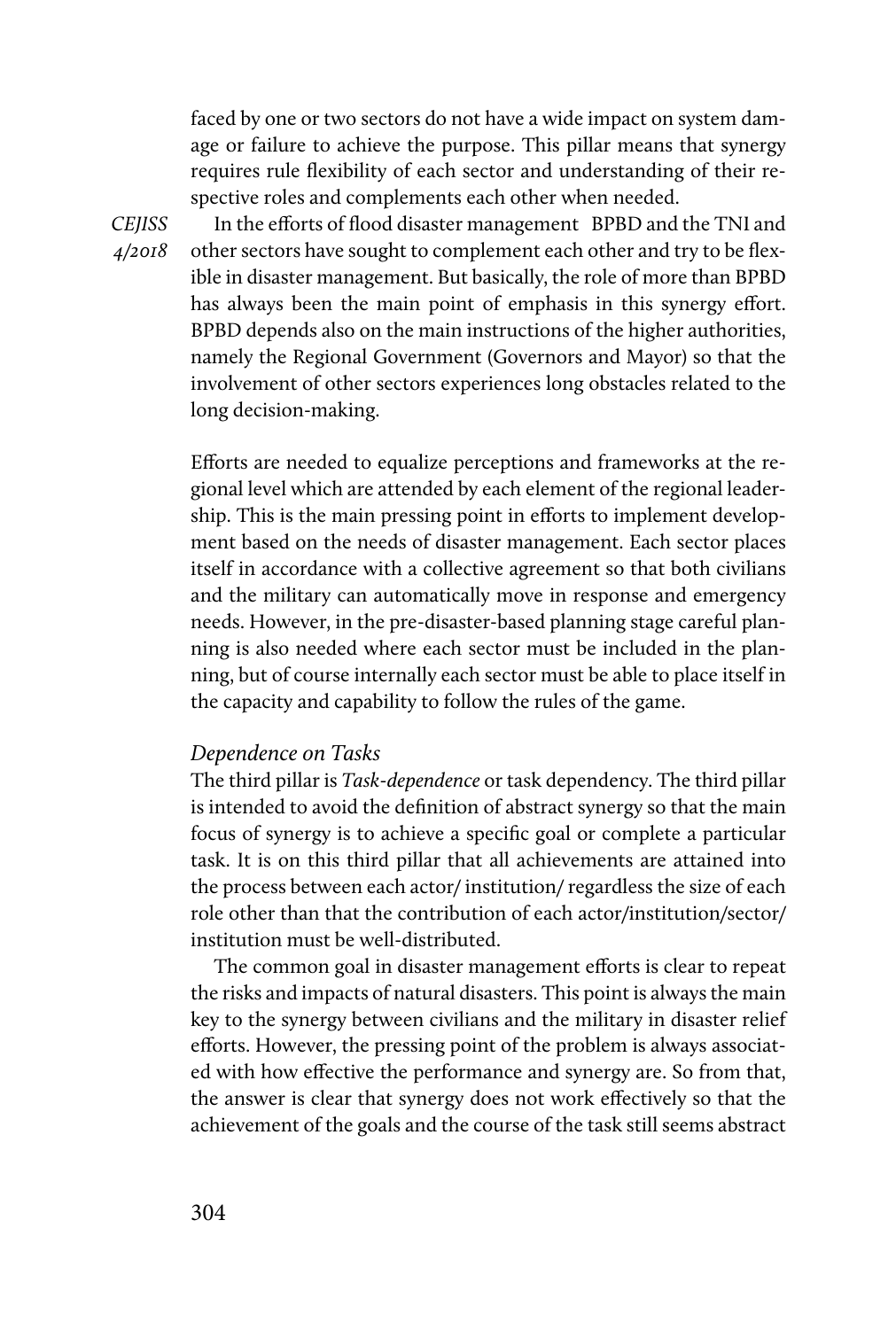faced by one or two sectors do not have a wide impact on system damage or failure to achieve the purpose. This pillar means that synergy requires rule flexibility of each sector and understanding of their respective roles and complements each other when needed.

In the efforts of flood disaster management BPBD and the TNI and other sectors have sought to complement each other and try to be flexible in disaster management. But basically, the role of more than BPBD has always been the main point of emphasis in this synergy effort. BPBD depends also on the main instructions of the higher authorities, namely the Regional Government (Governors and Mayor) so that the involvement of other sectors experiences long obstacles related to the long decision-making.

Efforts are needed to equalize perceptions and frameworks at the regional level which are attended by each element of the regional leadership. This is the main pressing point in efforts to implement development based on the needs of disaster management. Each sector places itself in accordance with a collective agreement so that both civilians and the military can automatically move in response and emergency needs. However, in the pre-disaster-based planning stage careful planning is also needed where each sector must be included in the planning, but of course internally each sector must be able to place itself in the capacity and capability to follow the rules of the game.

### *Dependence on Tasks*

The third pillar is *Task-dependence* or task dependency. The third pillar is intended to avoid the definition of abstract synergy so that the main focus of synergy is to achieve a specific goal or complete a particular task. It is on this third pillar that all achievements are attained into the process between each actor/ institution/ regardless the size of each role other than that the contribution of each actor/institution/sector/ institution must be well-distributed.

The common goal in disaster management efforts is clear to repeat the risks and impacts of natural disasters. This point is always the main key to the synergy between civilians and the military in disaster relief efforts. However, the pressing point of the problem is always associated with how effective the performance and synergy are. So from that, the answer is clear that synergy does not work effectively so that the achievement of the goals and the course of the task still seems abstract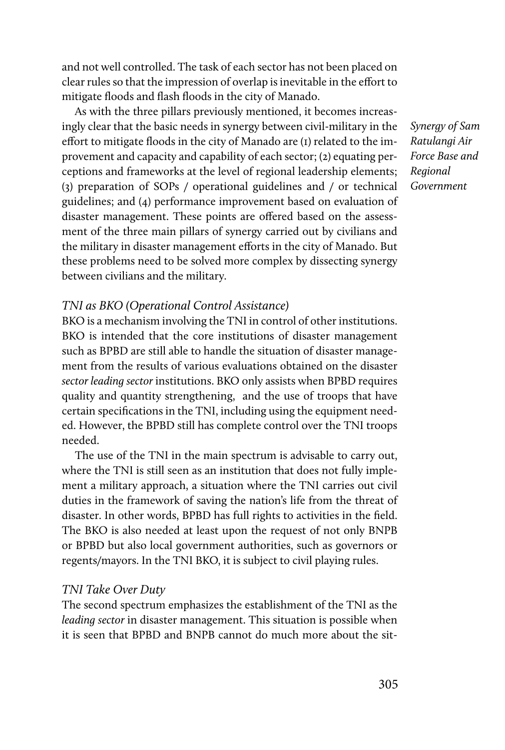and not well controlled. The task of each sector has not been placed on clear rules so that the impression of overlap is inevitable in the effort to mitigate floods and flash floods in the city of Manado.

*Synergy of Sam Ratulangi Air Force Base and Regional Government*

As with the three pillars previously mentioned, it becomes increasingly clear that the basic needs in synergy between civil-military in the effort to mitigate floods in the city of Manado are (1) related to the improvement and capacity and capability of each sector; (2) equating perceptions and frameworks at the level of regional leadership elements; (3) preparation of SOPs / operational guidelines and / or technical guidelines; and (4) performance improvement based on evaluation of disaster management. These points are offered based on the assessment of the three main pillars of synergy carried out by civilians and the military in disaster management efforts in the city of Manado. But these problems need to be solved more complex by dissecting synergy between civilians and the military.

### *TNI as BKO (Operational Control Assistance)*

BKO is a mechanism involving the TNI in control of other institutions. BKO is intended that the core institutions of disaster management such as BPBD are still able to handle the situation of disaster management from the results of various evaluations obtained on the disaster *sector leading sector* institutions. BKO only assists when BPBD requires quality and quantity strengthening, and the use of troops that have certain specifications in the TNI, including using the equipment needed. However, the BPBD still has complete control over the TNI troops needed.

The use of the TNI in the main spectrum is advisable to carry out, where the TNI is still seen as an institution that does not fully implement a military approach, a situation where the TNI carries out civil duties in the framework of saving the nation's life from the threat of disaster. In other words, BPBD has full rights to activities in the field. The BKO is also needed at least upon the request of not only BNPB or BPBD but also local government authorities, such as governors or regents/mayors. In the TNI BKO, it is subject to civil playing rules.

### *TNI Take Over Duty*

The second spectrum emphasizes the establishment of the TNI as the *leading sector* in disaster management. This situation is possible when it is seen that BPBD and BNPB cannot do much more about the sit-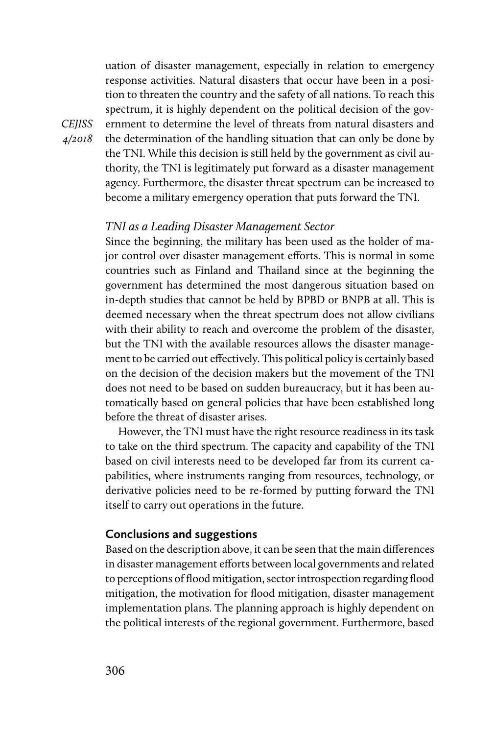uation of disaster management, especially in relation to emergency response activities. Natural disasters that occur have been in a position to threaten the country and the safety of all nations. To reach this spectrum, it is highly dependent on the political decision of the government to determine the level of threats from natural disasters and the determination of the handling situation that can only be done by the TNI. While this decision is still held by the government as civil authority, the TNI is legitimately put forward as a disaster management agency. Furthermore, the disaster threat spectrum can be increased to become a military emergency operation that puts forward the TNI.

### *TNI as a Leading Disaster Management Sector*

Since the beginning, the military has been used as the holder of major control over disaster management efforts. This is normal in some countries such as Finland and Thailand since at the beginning the government has determined the most dangerous situation based on in-depth studies that cannot be held by BPBD or BNPB at all. This is deemed necessary when the threat spectrum does not allow civilians with their ability to reach and overcome the problem of the disaster, but the TNI with the available resources allows the disaster management to be carried out effectively. This political policy is certainly based on the decision of the decision makers but the movement of the TNI does not need to be based on sudden bureaucracy, but it has been automatically based on general policies that have been established long before the threat of disaster arises.

However, the TNI must have the right resource readiness in its task to take on the third spectrum. The capacity and capability of the TNI based on civil interests need to be developed far from its current capabilities, where instruments ranging from resources, technology, or derivative policies need to be re-formed by putting forward the TNI itself to carry out operations in the future.

## Conclusions and suggestions

Based on the description above, it can be seen that the main differences in disaster management efforts between local governments and related to perceptions of flood mitigation, sector introspection regarding flood mitigation, the motivation for flood mitigation, disaster management implementation plans. The planning approach is highly dependent on the political interests of the regional government. Furthermore, based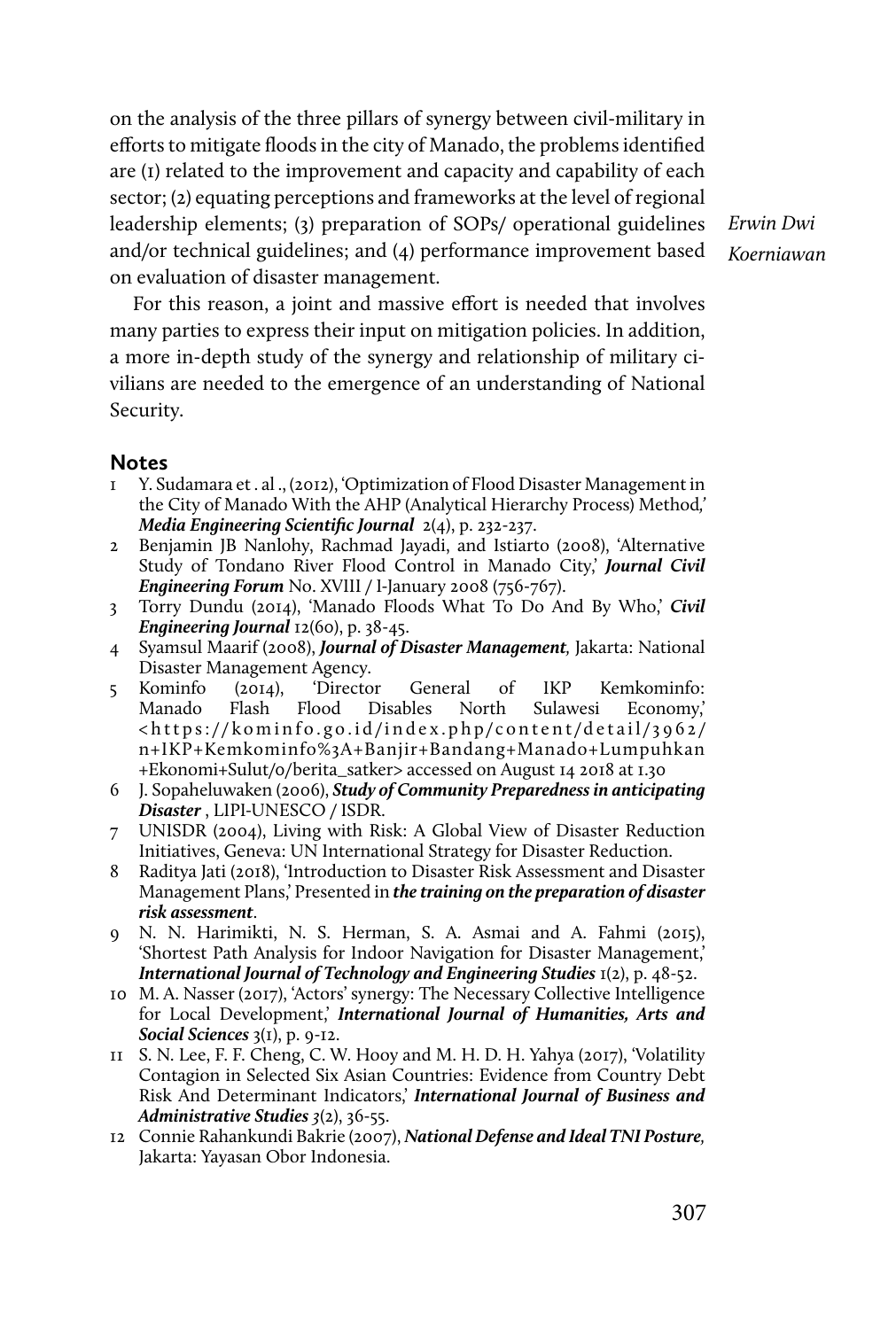on the analysis of the three pillars of synergy between civil-military in efforts to mitigate floods in the city of Manado, the problems identified are (1) related to the improvement and capacity and capability of each sector; (2) equating perceptions and frameworks at the level of regional leadership elements; (3) preparation of SOPs/ operational guidelines and/or technical guidelines; and (4) performance improvement based on evaluation of disaster management.

For this reason, a joint and massive effort is needed that involves many parties to express their input on mitigation policies. In addition, a more in-depth study of the synergy and relationship of military civilians are needed to the emergence of an understanding of National Security.

## Notes

1 Y. Sudamara et . al ., (2012), 'Optimization of Flood Disaster Management in the City of Manado With the AHP (Analytical Hierarchy Process) Method,' ***Media Engineering Scientific Journal*** 2(4), p. 232-237.

2 Benjamin JB Nanlohy, Rachmad Jayadi, and Istiarto (2008), 'Alternative Study of Tondano River Flood Control in Manado City,' ***Journal Civil Engineering Forum*** No. XVIII / I-January 2008 (756-767).

3 Torry Dundu (2014), 'Manado Floods What To Do And By Who,' ***Civil Engineering Journal*** 12(60), p. 38-45.

4 Syamsul Maarif (2008), ***Journal of Disaster Management***, Jakarta: National Disaster Management Agency.

5 Kominfo (2014), 'Director General of IKP Kemkominfo: Manado Flash Flood Disables North Sulawesi Economy,' <https://kominfo.go.id/index.php/content/detail/3962/n+IKP+Kemkominfo%3A+Banjir+Bandang+Manado+Lumpuhkan+Ekonomi+Sulut/0/berita_satker> accessed on August 14 2018 at 1.30

6 J. Sopaheluwaken (2006), ***Study of Community Preparedness in anticipating Disaster*** , LIPI-UNESCO / ISDR.

7 UNISDR (2004), Living with Risk: A Global View of Disaster Reduction Initiatives, Geneva: UN International Strategy for Disaster Reduction.

8 Raditya Jati (2018), 'Introduction to Disaster Risk Assessment and Disaster Management Plans,' Presented in ***the training on the preparation of disaster risk assessment***.

9 N. N. Harimikti, N. S. Herman, S. A. Asmai and A. Fahmi (2015), 'Shortest Path Analysis for Indoor Navigation for Disaster Management,' ***International Journal of Technology and Engineering Studies*** 1(2), p. 48-52.

10 M. A. Nasser (2017), 'Actors' synergy: The Necessary Collective Intelligence for Local Development,' ***International Journal of Humanities, Arts and Social Sciences*** 3(1), p. 9-12.

11 S. N. Lee, F. F. Cheng, C. W. Hooy and M. H. D. H. Yahya (2017), 'Volatility Contagion in Selected Six Asian Countries: Evidence from Country Debt Risk And Determinant Indicators,' ***International Journal of Business and Administrative Studies*** *3*(2), 36-55.

12 Connie Rahankundi Bakrie (2007), ***National Defense and Ideal TNI Posture,*** Jakarta: Yayasan Obor Indonesia.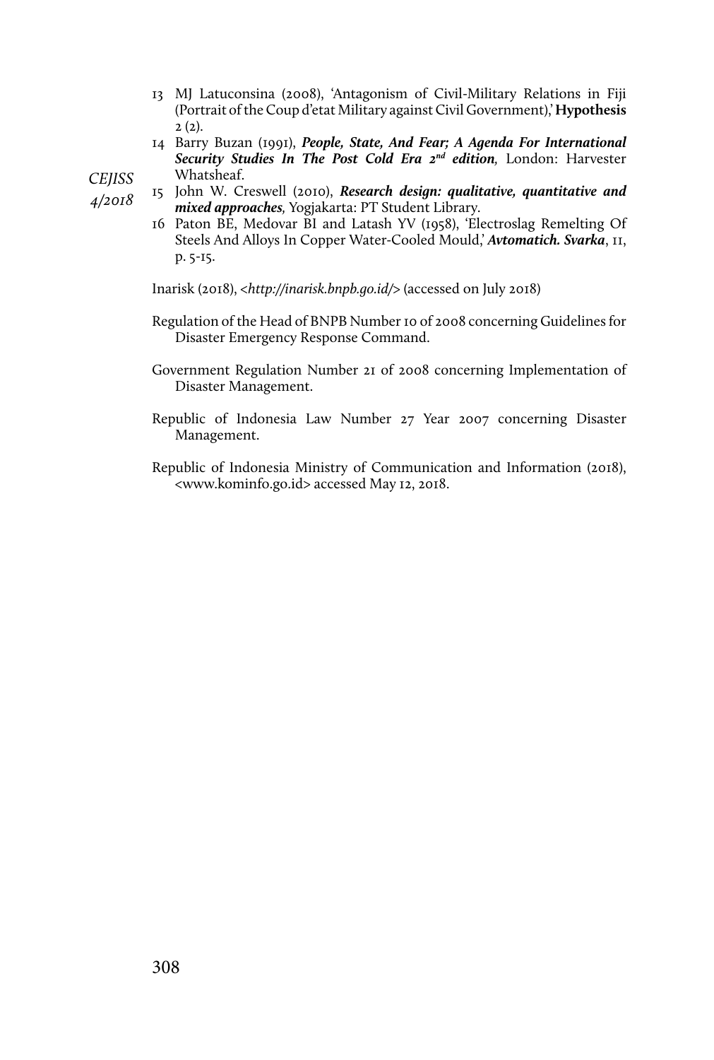13 MJ Latuconsina (2008), 'Antagonism of Civil-Military Relations in Fiji (Portrait of the Coup d'etat Military against Civil Government),' **Hypothesis** 2 (2).

14 Barry Buzan (1991), ***People, State, And Fear; A Agenda For International Security Studies In The Post Cold Era 2nd edition***, London: Harvester Whatsheaf.

15 John W. Creswell (2010), ***Research design: qualitative, quantitative and mixed approaches***, Yogjakarta: PT Student Library.

16 Paton BE, Medovar BI and Latash YV (1958), 'Electroslag Remelting Of Steels And Alloys In Copper Water-Cooled Mould,' ***Avtomatich. Svarka***, 11, p. 5-15.

Inarisk (2018), <*http://inarisk.bnpb.go.id/*> (accessed on July 2018)

Regulation of the Head of BNPB Number 10 of 2008 concerning Guidelines for Disaster Emergency Response Command.

Government Regulation Number 21 of 2008 concerning Implementation of Disaster Management.

Republic of Indonesia Law Number 27 Year 2007 concerning Disaster Management.

Republic of Indonesia Ministry of Communication and Information (2018), <www.kominfo.go.id> accessed May 12, 2018.